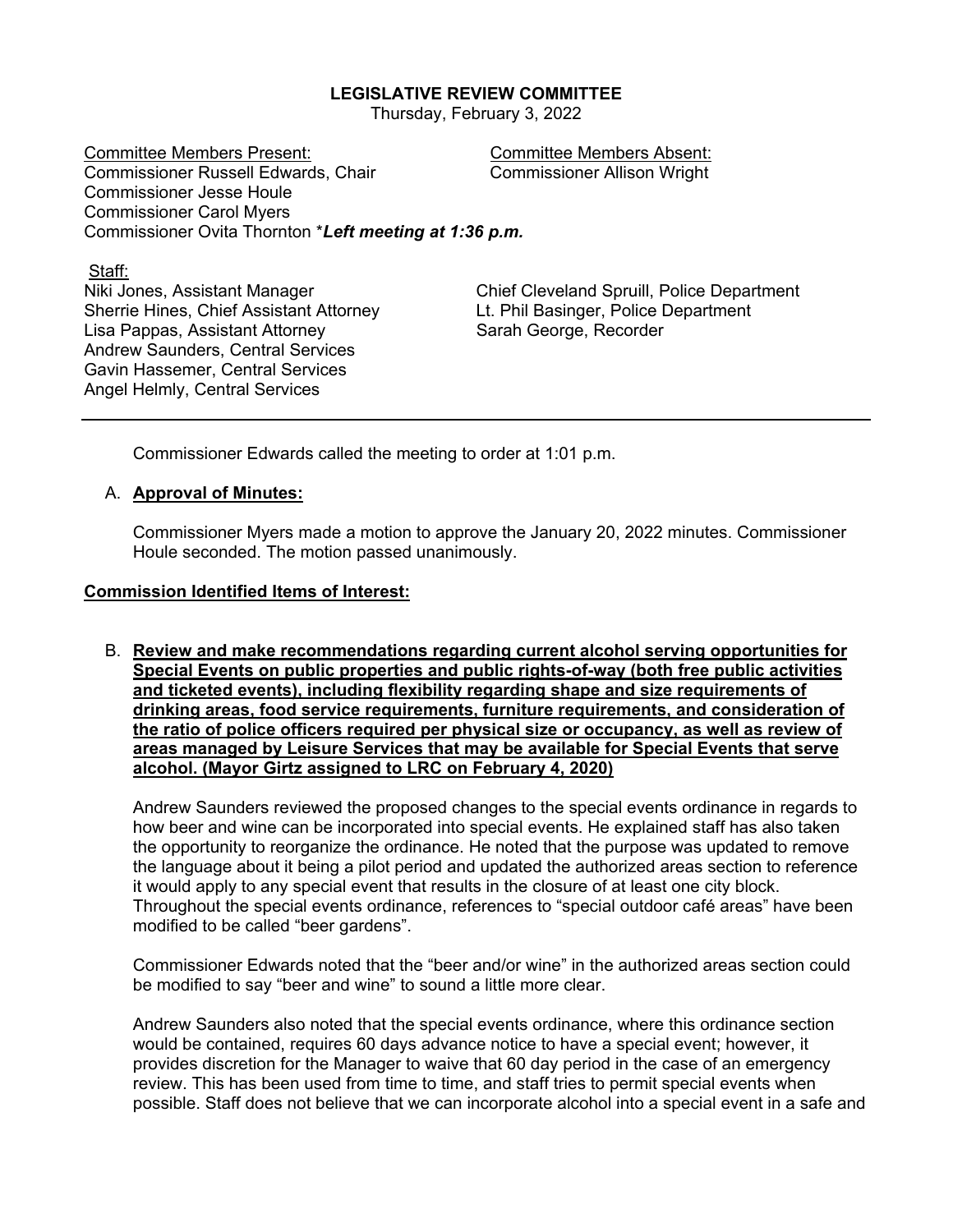# LEGISLATIVE REVIEW COMMITTEE

Thursday, February 3, 2022

Committee Members Present:
Commissioner Russell Edwards, Chair
Commissioner Jesse Houle
Commissioner Carol Myers
Commissioner Ovita Thornton ****Left meeting at 1:36 p.m.***

Committee Members Absent:
Commissioner Allison Wright

Staff:
Niki Jones, Assistant Manager
Sherrie Hines, Chief Assistant Attorney
Lisa Pappas, Assistant Attorney
Andrew Saunders, Central Services
Gavin Hassemer, Central Services
Angel Helmly, Central Services
Chief Cleveland Spruill, Police Department
Lt. Phil Basinger, Police Department
Sarah George, Recorder

---

Commissioner Edwards called the meeting to order at 1:01 p.m.

A. **Approval of Minutes:**

Commissioner Myers made a motion to approve the January 20, 2022 minutes. Commissioner Houle seconded. The motion passed unanimously.

**Commission Identified Items of Interest:**

B. **Review and make recommendations regarding current alcohol serving opportunities for Special Events on public properties and public rights-of-way (both free public activities and ticketed events), including flexibility regarding shape and size requirements of drinking areas, food service requirements, furniture requirements, and consideration of the ratio of police officers required per physical size or occupancy, as well as review of areas managed by Leisure Services that may be available for Special Events that serve alcohol. (Mayor Girtz assigned to LRC on February 4, 2020)**

Andrew Saunders reviewed the proposed changes to the special events ordinance in regards to how beer and wine can be incorporated into special events. He explained staff has also taken the opportunity to reorganize the ordinance. He noted that the purpose was updated to remove the language about it being a pilot period and updated the authorized areas section to reference it would apply to any special event that results in the closure of at least one city block. Throughout the special events ordinance, references to "special outdoor café areas" have been modified to be called "beer gardens".

Commissioner Edwards noted that the "beer and/or wine" in the authorized areas section could be modified to say "beer and wine" to sound a little more clear.

Andrew Saunders also noted that the special events ordinance, where this ordinance section would be contained, requires 60 days advance notice to have a special event; however, it provides discretion for the Manager to waive that 60 day period in the case of an emergency review. This has been used from time to time, and staff tries to permit special events when possible. Staff does not believe that we can incorporate alcohol into a special event in a safe and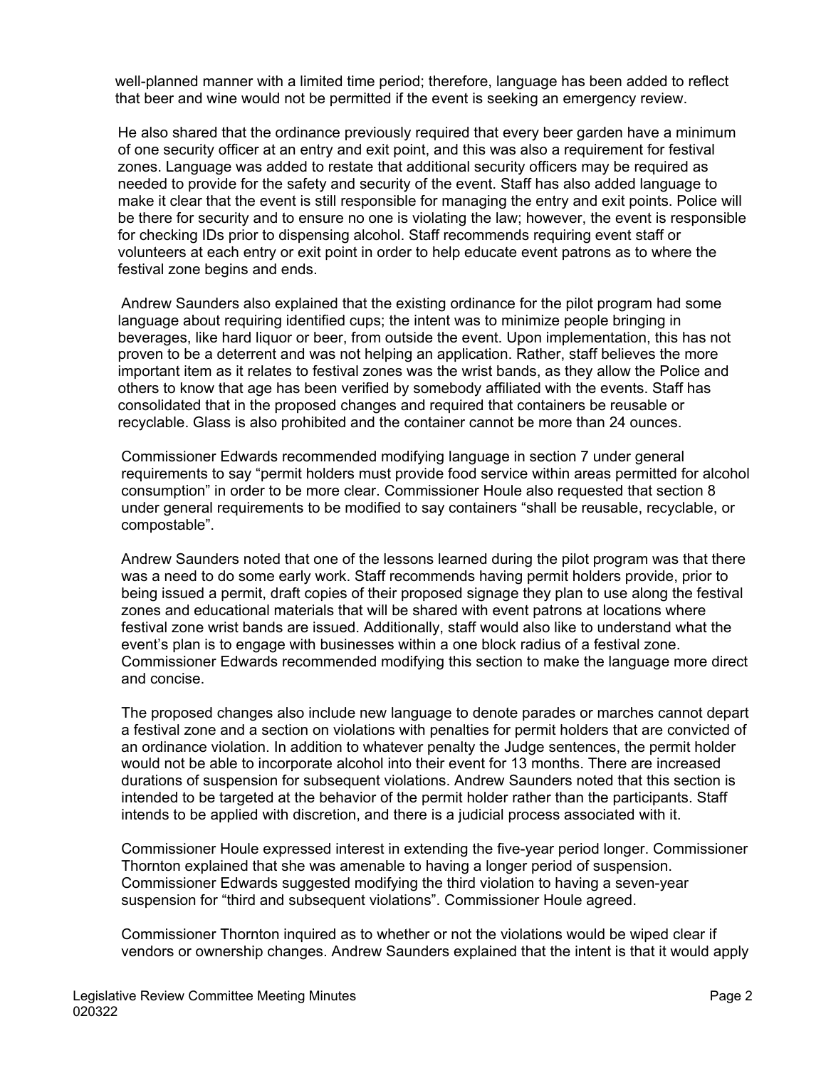well-planned manner with a limited time period; therefore, language has been added to reflect that beer and wine would not be permitted if the event is seeking an emergency review.

He also shared that the ordinance previously required that every beer garden have a minimum of one security officer at an entry and exit point, and this was also a requirement for festival zones. Language was added to restate that additional security officers may be required as needed to provide for the safety and security of the event. Staff has also added language to make it clear that the event is still responsible for managing the entry and exit points. Police will be there for security and to ensure no one is violating the law; however, the event is responsible for checking IDs prior to dispensing alcohol. Staff recommends requiring event staff or volunteers at each entry or exit point in order to help educate event patrons as to where the festival zone begins and ends.

Andrew Saunders also explained that the existing ordinance for the pilot program had some language about requiring identified cups; the intent was to minimize people bringing in beverages, like hard liquor or beer, from outside the event. Upon implementation, this has not proven to be a deterrent and was not helping an application. Rather, staff believes the more important item as it relates to festival zones was the wrist bands, as they allow the Police and others to know that age has been verified by somebody affiliated with the events. Staff has consolidated that in the proposed changes and required that containers be reusable or recyclable. Glass is also prohibited and the container cannot be more than 24 ounces.

Commissioner Edwards recommended modifying language in section 7 under general requirements to say "permit holders must provide food service within areas permitted for alcohol consumption" in order to be more clear. Commissioner Houle also requested that section 8 under general requirements to be modified to say containers "shall be reusable, recyclable, or compostable".

Andrew Saunders noted that one of the lessons learned during the pilot program was that there was a need to do some early work. Staff recommends having permit holders provide, prior to being issued a permit, draft copies of their proposed signage they plan to use along the festival zones and educational materials that will be shared with event patrons at locations where festival zone wrist bands are issued. Additionally, staff would also like to understand what the event's plan is to engage with businesses within a one block radius of a festival zone. Commissioner Edwards recommended modifying this section to make the language more direct and concise.

The proposed changes also include new language to denote parades or marches cannot depart a festival zone and a section on violations with penalties for permit holders that are convicted of an ordinance violation. In addition to whatever penalty the Judge sentences, the permit holder would not be able to incorporate alcohol into their event for 13 months. There are increased durations of suspension for subsequent violations. Andrew Saunders noted that this section is intended to be targeted at the behavior of the permit holder rather than the participants. Staff intends to be applied with discretion, and there is a judicial process associated with it.

Commissioner Houle expressed interest in extending the five-year period longer. Commissioner Thornton explained that she was amenable to having a longer period of suspension. Commissioner Edwards suggested modifying the third violation to having a seven-year suspension for "third and subsequent violations". Commissioner Houle agreed.

Commissioner Thornton inquired as to whether or not the violations would be wiped clear if vendors or ownership changes. Andrew Saunders explained that the intent is that it would apply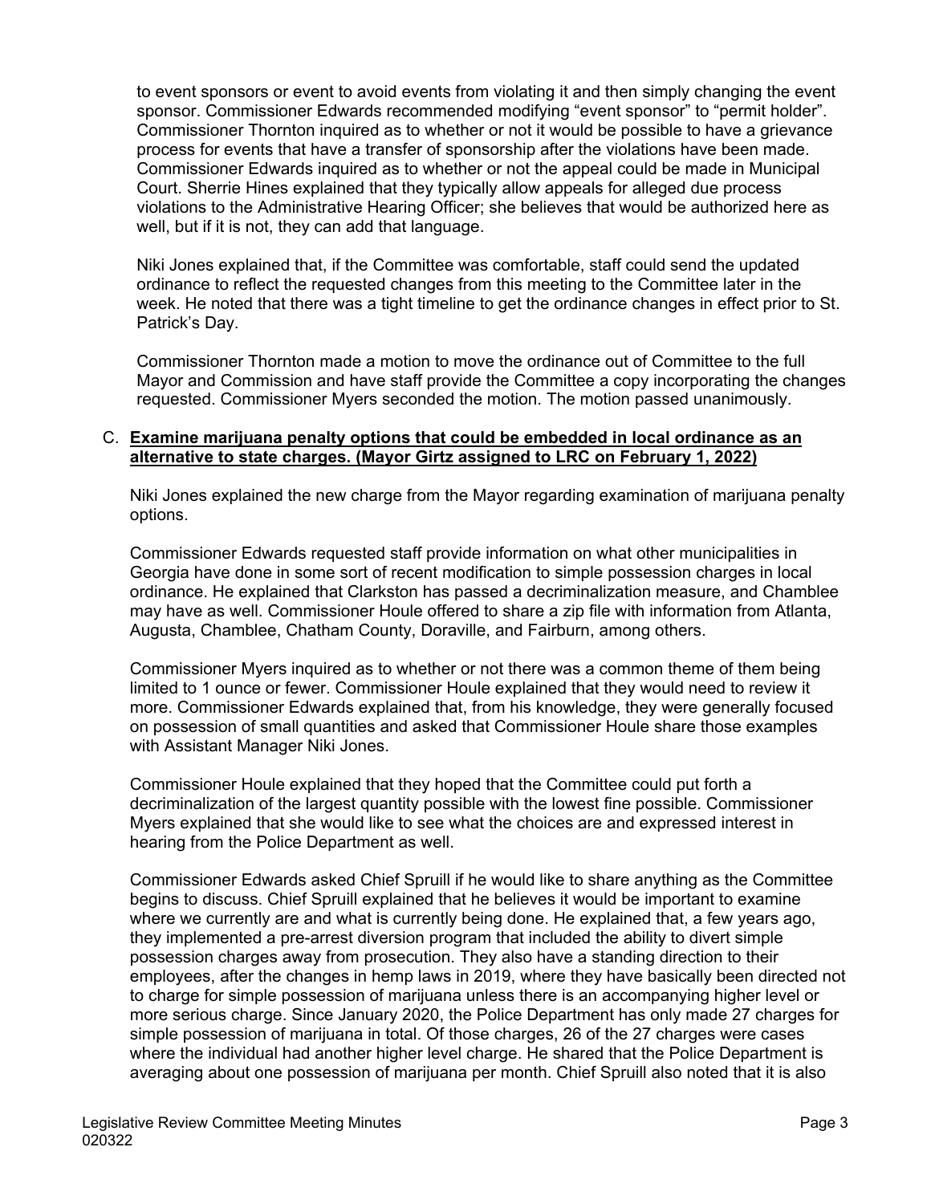to event sponsors or event to avoid events from violating it and then simply changing the event sponsor. Commissioner Edwards recommended modifying “event sponsor” to “permit holder”. Commissioner Thornton inquired as to whether or not it would be possible to have a grievance process for events that have a transfer of sponsorship after the violations have been made. Commissioner Edwards inquired as to whether or not the appeal could be made in Municipal Court. Sherrie Hines explained that they typically allow appeals for alleged due process violations to the Administrative Hearing Officer; she believes that would be authorized here as well, but if it is not, they can add that language.

Niki Jones explained that, if the Committee was comfortable, staff could send the updated ordinance to reflect the requested changes from this meeting to the Committee later in the week. He noted that there was a tight timeline to get the ordinance changes in effect prior to St. Patrick’s Day.

Commissioner Thornton made a motion to move the ordinance out of Committee to the full Mayor and Commission and have staff provide the Committee a copy incorporating the changes requested. Commissioner Myers seconded the motion. The motion passed unanimously.

C. **Examine marijuana penalty options that could be embedded in local ordinance as an alternative to state charges. (Mayor Girtz assigned to LRC on February 1, 2022)**

Niki Jones explained the new charge from the Mayor regarding examination of marijuana penalty options.

Commissioner Edwards requested staff provide information on what other municipalities in Georgia have done in some sort of recent modification to simple possession charges in local ordinance. He explained that Clarkston has passed a decriminalization measure, and Chamblee may have as well. Commissioner Houle offered to share a zip file with information from Atlanta, Augusta, Chamblee, Chatham County, Doraville, and Fairburn, among others.

Commissioner Myers inquired as to whether or not there was a common theme of them being limited to 1 ounce or fewer. Commissioner Houle explained that they would need to review it more. Commissioner Edwards explained that, from his knowledge, they were generally focused on possession of small quantities and asked that Commissioner Houle share those examples with Assistant Manager Niki Jones.

Commissioner Houle explained that they hoped that the Committee could put forth a decriminalization of the largest quantity possible with the lowest fine possible. Commissioner Myers explained that she would like to see what the choices are and expressed interest in hearing from the Police Department as well.

Commissioner Edwards asked Chief Spruill if he would like to share anything as the Committee begins to discuss. Chief Spruill explained that he believes it would be important to examine where we currently are and what is currently being done. He explained that, a few years ago, they implemented a pre-arrest diversion program that included the ability to divert simple possession charges away from prosecution. They also have a standing direction to their employees, after the changes in hemp laws in 2019, where they have basically been directed not to charge for simple possession of marijuana unless there is an accompanying higher level or more serious charge. Since January 2020, the Police Department has only made 27 charges for simple possession of marijuana in total. Of those charges, 26 of the 27 charges were cases where the individual had another higher level charge. He shared that the Police Department is averaging about one possession of marijuana per month. Chief Spruill also noted that it is also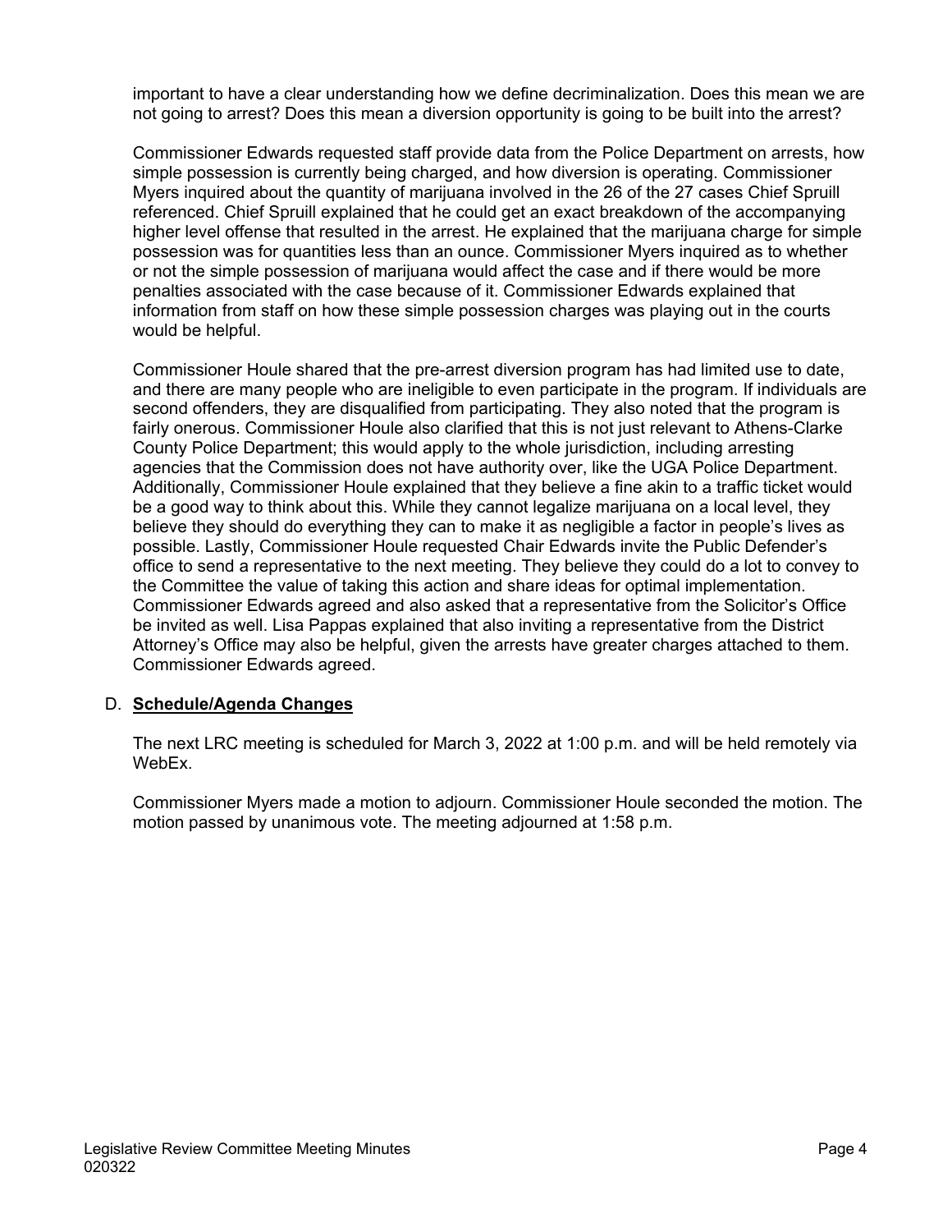important to have a clear understanding how we define decriminalization. Does this mean we are not going to arrest? Does this mean a diversion opportunity is going to be built into the arrest?

Commissioner Edwards requested staff provide data from the Police Department on arrests, how simple possession is currently being charged, and how diversion is operating. Commissioner Myers inquired about the quantity of marijuana involved in the 26 of the 27 cases Chief Spruill referenced. Chief Spruill explained that he could get an exact breakdown of the accompanying higher level offense that resulted in the arrest. He explained that the marijuana charge for simple possession was for quantities less than an ounce. Commissioner Myers inquired as to whether or not the simple possession of marijuana would affect the case and if there would be more penalties associated with the case because of it. Commissioner Edwards explained that information from staff on how these simple possession charges was playing out in the courts would be helpful.

Commissioner Houle shared that the pre-arrest diversion program has had limited use to date, and there are many people who are ineligible to even participate in the program. If individuals are second offenders, they are disqualified from participating. They also noted that the program is fairly onerous. Commissioner Houle also clarified that this is not just relevant to Athens-Clarke County Police Department; this would apply to the whole jurisdiction, including arresting agencies that the Commission does not have authority over, like the UGA Police Department. Additionally, Commissioner Houle explained that they believe a fine akin to a traffic ticket would be a good way to think about this. While they cannot legalize marijuana on a local level, they believe they should do everything they can to make it as negligible a factor in people's lives as possible. Lastly, Commissioner Houle requested Chair Edwards invite the Public Defender's office to send a representative to the next meeting. They believe they could do a lot to convey to the Committee the value of taking this action and share ideas for optimal implementation. Commissioner Edwards agreed and also asked that a representative from the Solicitor's Office be invited as well. Lisa Pappas explained that also inviting a representative from the District Attorney's Office may also be helpful, given the arrests have greater charges attached to them. Commissioner Edwards agreed.

D. **Schedule/Agenda Changes**

The next LRC meeting is scheduled for March 3, 2022 at 1:00 p.m. and will be held remotely via WebEx.

Commissioner Myers made a motion to adjourn. Commissioner Houle seconded the motion. The motion passed by unanimous vote. The meeting adjourned at 1:58 p.m.